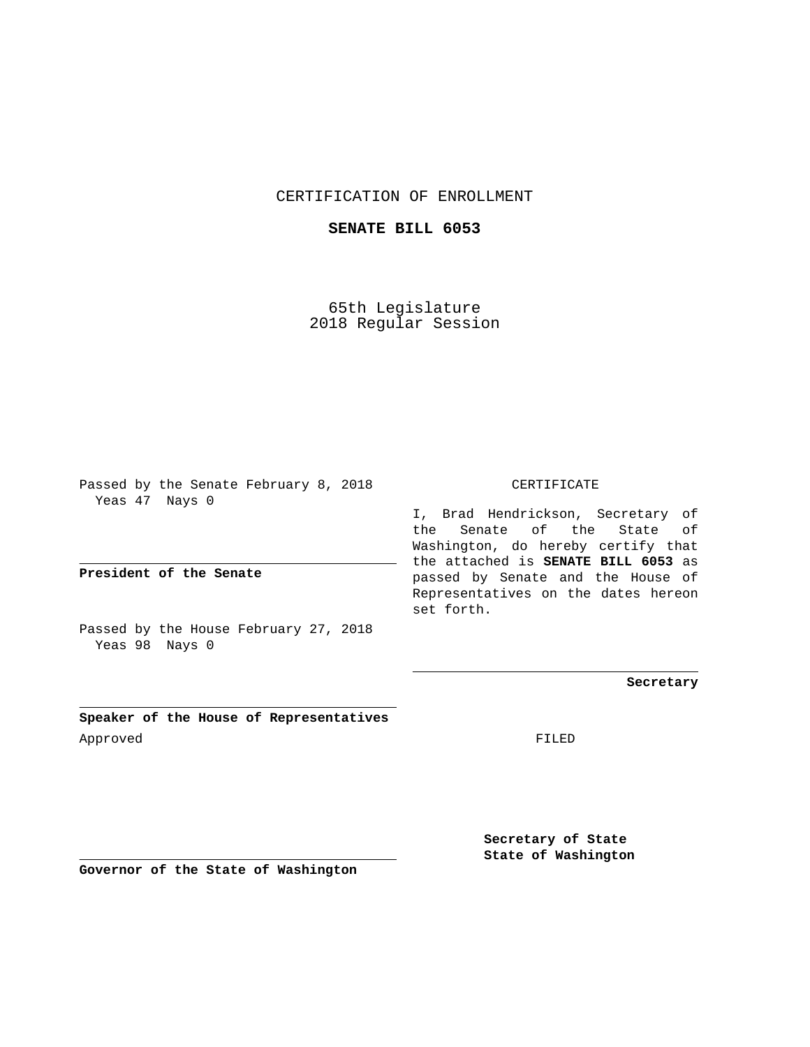CERTIFICATION OF ENROLLMENT

**SENATE BILL 6053**

65th Legislature
2018 Regular Session

Passed by the Senate February 8, 2018
Yeas 47 Nays 0

**President of the Senate**

Passed by the House February 27, 2018
Yeas 98 Nays 0

**Speaker of the House of Representatives**

Approved

**Governor of the State of Washington**

CERTIFICATE

I, Brad Hendrickson, Secretary of the Senate of the State of Washington, do hereby certify that the attached is **SENATE BILL 6053** as passed by Senate and the House of Representatives on the dates hereon set forth.

**Secretary**

FILED

**Secretary of State**
**State of Washington**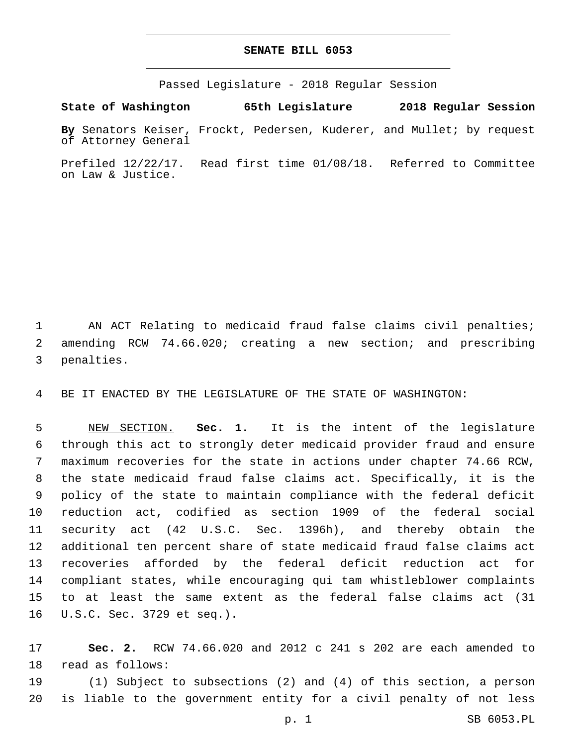# SENATE BILL 6053

Passed Legislature - 2018 Regular Session

**State of Washington 65th Legislature 2018 Regular Session**

**By** Senators Keiser, Frockt, Pedersen, Kuderer, and Mullet; by request of Attorney General

Prefiled 12/22/17. Read first time 01/08/18. Referred to Committee on Law & Justice.

1 AN ACT Relating to medicaid fraud false claims civil penalties;
2 amending RCW 74.66.020; creating a new section; and prescribing
3 penalties.

4 BE IT ENACTED BY THE LEGISLATURE OF THE STATE OF WASHINGTON:

5 NEW SECTION. **Sec. 1.** It is the intent of the legislature
6 through this act to strongly deter medicaid provider fraud and ensure
7 maximum recoveries for the state in actions under chapter 74.66 RCW,
8 the state medicaid fraud false claims act. Specifically, it is the
9 policy of the state to maintain compliance with the federal deficit
10 reduction act, codified as section 1909 of the federal social
11 security act (42 U.S.C. Sec. 1396h), and thereby obtain the
12 additional ten percent share of state medicaid fraud false claims act
13 recoveries afforded by the federal deficit reduction act for
14 compliant states, while encouraging qui tam whistleblower complaints
15 to at least the same extent as the federal false claims act (31
16 U.S.C. Sec. 3729 et seq.).

17 **Sec. 2.** RCW 74.66.020 and 2012 c 241 s 202 are each amended to
18 read as follows:
19 (1) Subject to subsections (2) and (4) of this section, a person
20 is liable to the government entity for a civil penalty of not less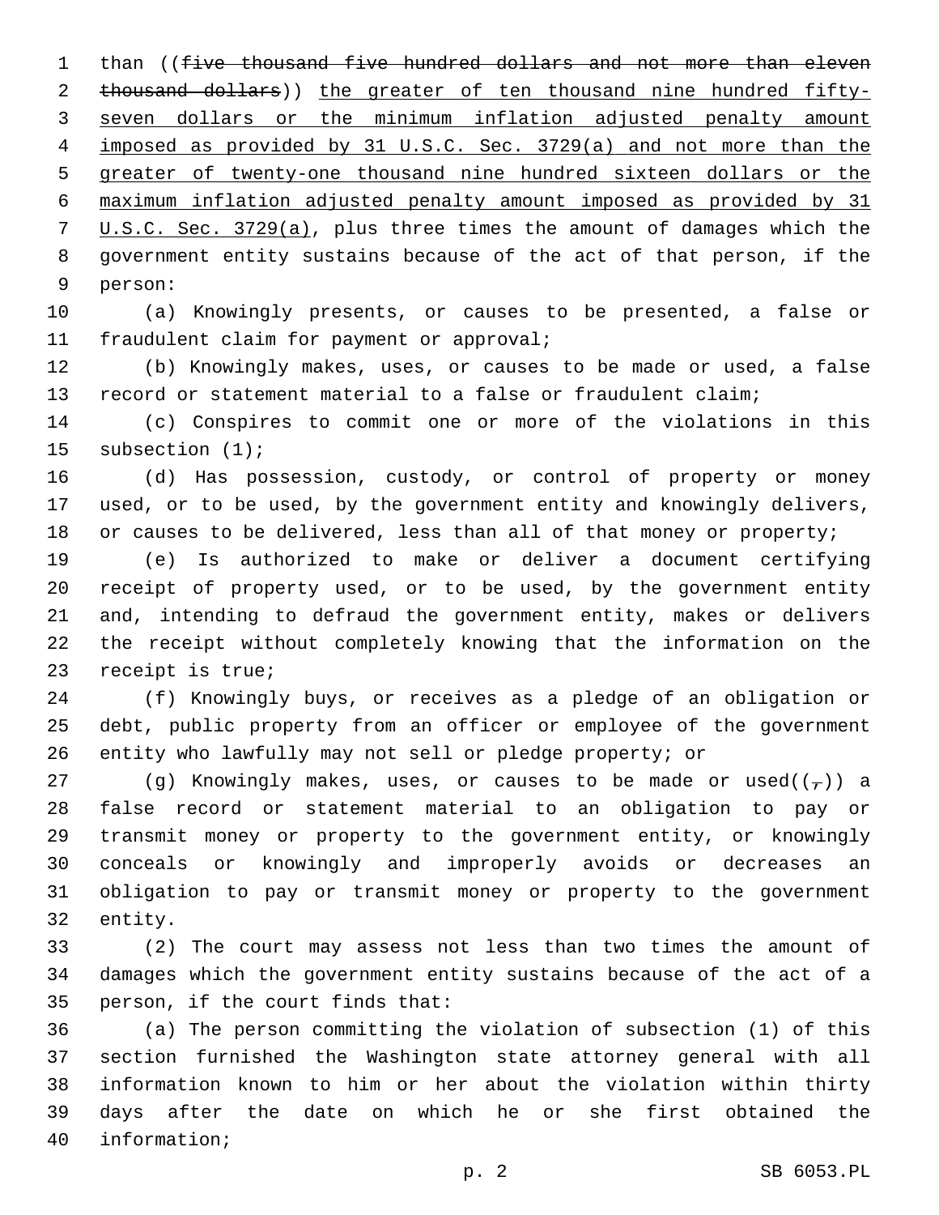than ((~~five thousand five hundred dollars and not more than eleven thousand dollars~~)) <u>the greater of ten thousand nine hundred fifty-seven dollars or the minimum inflation adjusted penalty amount imposed as provided by 31 U.S.C. Sec. 3729(a) and not more than the greater of twenty-one thousand nine hundred sixteen dollars or the maximum inflation adjusted penalty amount imposed as provided by 31 U.S.C. Sec. 3729(a)</u>, plus three times the amount of damages which the government entity sustains because of the act of that person, if the person:

(a) Knowingly presents, or causes to be presented, a false or fraudulent claim for payment or approval;

(b) Knowingly makes, uses, or causes to be made or used, a false record or statement material to a false or fraudulent claim;

(c) Conspires to commit one or more of the violations in this subsection (1);

(d) Has possession, custody, or control of property or money used, or to be used, by the government entity and knowingly delivers, or causes to be delivered, less than all of that money or property;

(e) Is authorized to make or deliver a document certifying receipt of property used, or to be used, by the government entity and, intending to defraud the government entity, makes or delivers the receipt without completely knowing that the information on the receipt is true;

(f) Knowingly buys, or receives as a pledge of an obligation or debt, public property from an officer or employee of the government entity who lawfully may not sell or pledge property; or

(g) Knowingly makes, uses, or causes to be made or used((~~,~~)) a false record or statement material to an obligation to pay or transmit money or property to the government entity, or knowingly conceals or knowingly and improperly avoids or decreases an obligation to pay or transmit money or property to the government entity.

(2) The court may assess not less than two times the amount of damages which the government entity sustains because of the act of a person, if the court finds that:

(a) The person committing the violation of subsection (1) of this section furnished the Washington state attorney general with all information known to him or her about the violation within thirty days after the date on which he or she first obtained the information;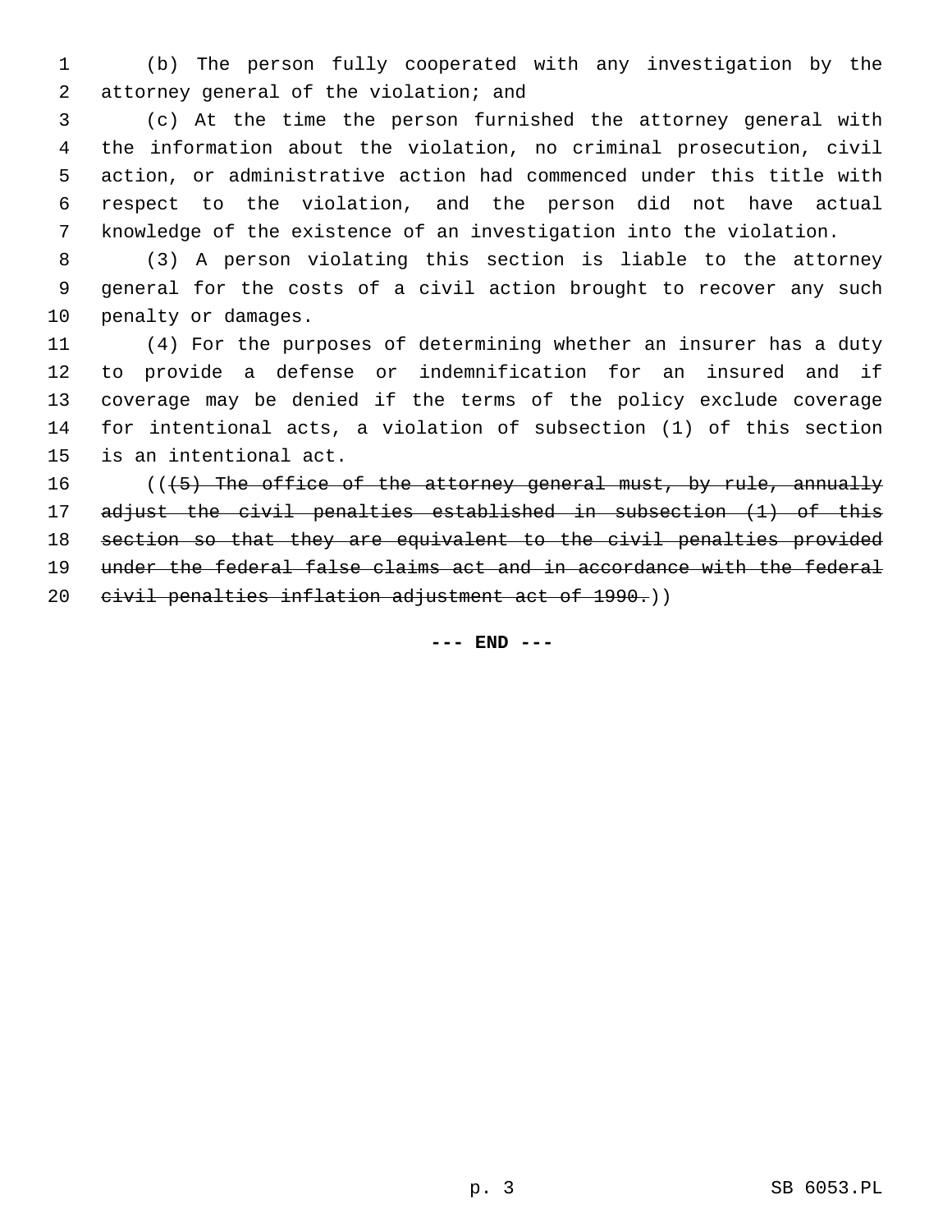(b) The person fully cooperated with any investigation by the attorney general of the violation; and

(c) At the time the person furnished the attorney general with the information about the violation, no criminal prosecution, civil action, or administrative action had commenced under this title with respect to the violation, and the person did not have actual knowledge of the existence of an investigation into the violation.

(3) A person violating this section is liable to the attorney general for the costs of a civil action brought to recover any such penalty or damages.

(4) For the purposes of determining whether an insurer has a duty to provide a defense or indemnification for an insured and if coverage may be denied if the terms of the policy exclude coverage for intentional acts, a violation of subsection (1) of this section is an intentional act.

((~~(5) The office of the attorney general must, by rule, annually adjust the civil penalties established in subsection (1) of this section so that they are equivalent to the civil penalties provided under the federal false claims act and in accordance with the federal civil penalties inflation adjustment act of 1990.~~))

**--- END ---**